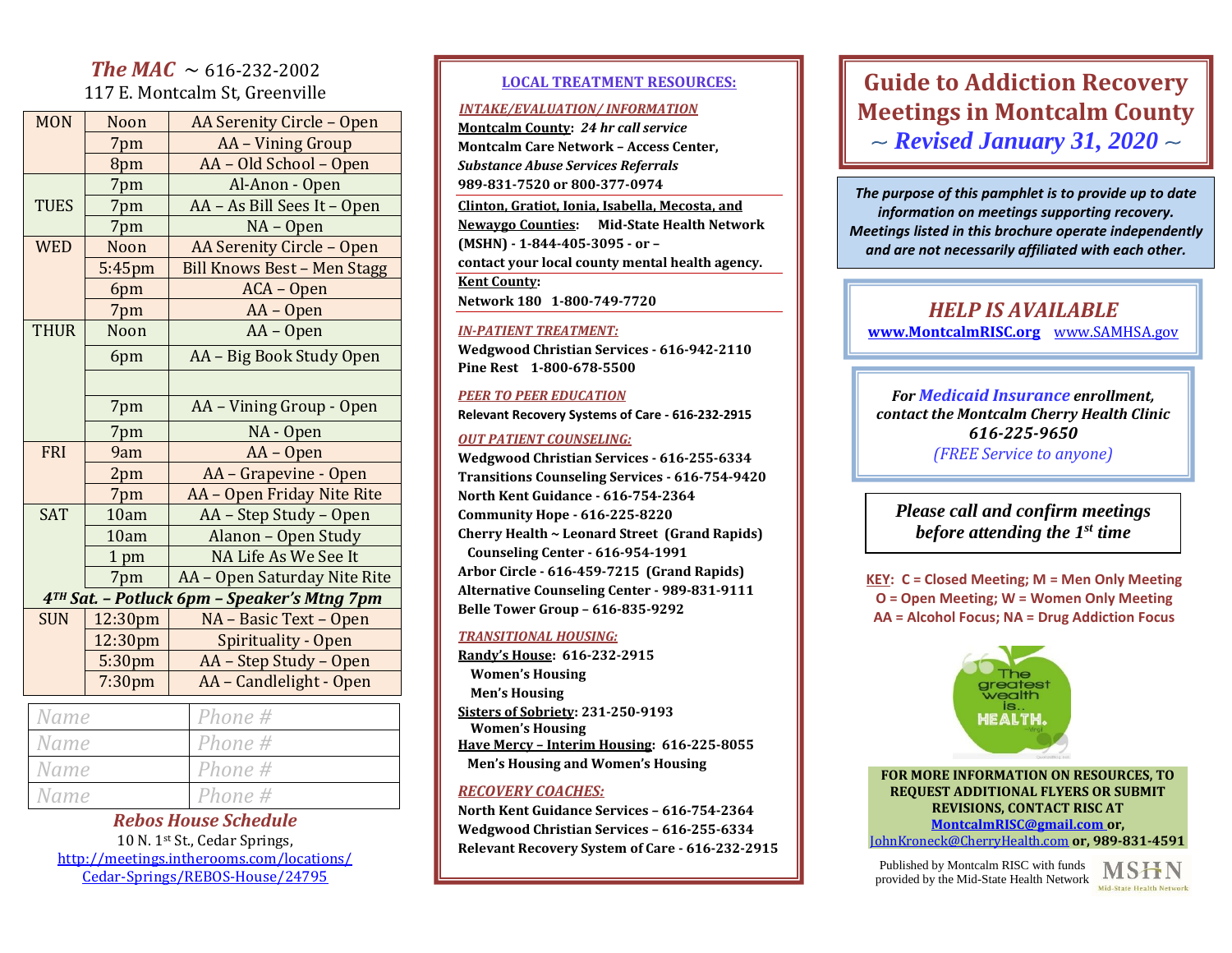## *The MAC* ~ 616-232-2002

117 E. Montcalm St, Greenville

| Day | Time | Meeting |
|---|---|---|
| MON | Noon | AA Serenity Circle – Open |
| | 7pm | AA – Vining Group |
| | 8pm | AA – Old School – Open |
| TUES | 7pm | Al-Anon - Open |
| | 7pm | AA – As Bill Sees It – Open |
| | 7pm | NA – Open |
| WED | Noon | AA Serenity Circle – Open |
| | 5:45pm | Bill Knows Best – Men Stagg |
| | 6pm | ACA – Open |
| | 7pm | AA – Open |
| THUR | Noon | AA – Open |
| | 6pm | AA – Big Book Study Open |
| | | |
| | 7pm | AA – Vining Group - Open |
| | 7pm | NA - Open |
| FRI | 9am | AA – Open |
| | 2pm | AA – Grapevine - Open |
| | 7pm | AA – Open Friday Nite Rite |
| SAT | 10am | AA – Step Study – Open |
| | 10am | Alanon – Open Study |
| | 1 pm | NA Life As We See It |
| | 7pm | AA – Open Saturday Nite Rite |
| ***4TH Sat. – Potluck 6pm – Speaker's Mtng 7pm*** | | |
| SUN | 12:30pm | NA – Basic Text – Open |
| | 12:30pm | Spirituality - Open |
| | 5:30pm | AA – Step Study – Open |
| | 7:30pm | AA – Candlelight - Open |

| Name | Phone # |
|---|---|
| Name | Phone # |
| Name | Phone # |
| Name | Phone # |

### *Rebos House Schedule*

10 N. 1st St., Cedar Springs,
http://meetings.intherooms.com/locations/Cedar-Springs/REBOS-House/24795

## LOCAL TREATMENT RESOURCES:

***INTAKE/EVALUATION/ INFORMATION***

**Montcalm County: *24 hr call service***
**Montcalm Care Network – Access Center,**
***Substance Abuse Services Referrals***
**989-831-7520 or 800-377-0974**

**Clinton, Gratiot, Ionia, Isabella, Mecosta, and Newaygo Counties: Mid-State Health Network (MSHN) - 1-844-405-3095 - or – contact your local county mental health agency.**

**Kent County:**
**Network 180 1-800-749-7720**

***IN-PATIENT TREATMENT:***

**Wedgwood Christian Services - 616-942-2110**
**Pine Rest 1-800-678-5500**

***PEER TO PEER EDUCATION***

**Relevant Recovery Systems of Care - 616-232-2915**

***OUT PATIENT COUNSELING:***

**Wedgwood Christian Services - 616-255-6334**
**Transitions Counseling Services - 616-754-9420**
**North Kent Guidance - 616-754-2364**
**Community Hope - 616-225-8220**
**Cherry Health ~ Leonard Street (Grand Rapids) Counseling Center - 616-954-1991**
**Arbor Circle - 616-459-7215 (Grand Rapids)**
**Alternative Counseling Center - 989-831-9111**
**Belle Tower Group – 616-835-9292**

***TRANSITIONAL HOUSING:***

**Randy's House: 616-232-2915**
**Women's Housing**
**Men's Housing**
**Sisters of Sobriety: 231-250-9193**
**Women's Housing**
**Have Mercy – Interim Housing: 616-225-8055**
**Men's Housing and Women's Housing**

***RECOVERY COACHES:***

**North Kent Guidance Services – 616-754-2364**
**Wedgwood Christian Services – 616-255-6334**
**Relevant Recovery System of Care - 616-232-2915**

# Guide to Addiction Recovery Meetings in Montcalm County
## *~ Revised January 31, 2020 ~*

***The purpose of this pamphlet is to provide up to date information on meetings supporting recovery. Meetings listed in this brochure operate independently and are not necessarily affiliated with each other.***

### *HELP IS AVAILABLE*

**www.MontcalmRISC.org** www.SAMHSA.gov

***For Medicaid Insurance enrollment, contact the Montcalm Cherry Health Clinic 616-225-9650***
*(FREE Service to anyone)*

***Please call and confirm meetings before attending the 1st time***

**KEY: C = Closed Meeting; M = Men Only Meeting**
**O = Open Meeting; W = Women Only Meeting**
**AA = Alcohol Focus; NA = Drug Addiction Focus**

**FOR MORE INFORMATION ON RESOURCES, TO REQUEST ADDITIONAL FLYERS OR SUBMIT REVISIONS, CONTACT RISC AT MontcalmRISC@gmail.com or, JohnKroneck@CherryHealth.com or, 989-831-4591**

Published by Montcalm RISC with funds provided by the Mid-State Health Network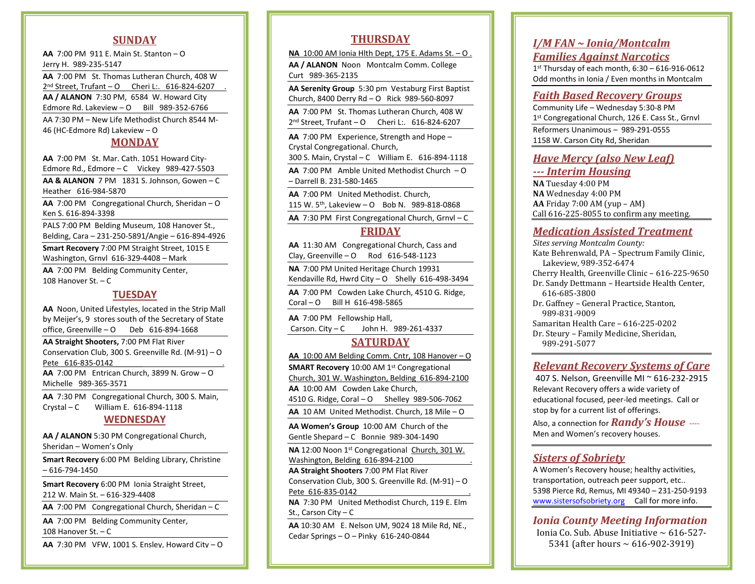## SUNDAY

**AA** 7:00 PM 911 E. Main St. Stanton – O
Jerry H. 989-235-5147

**AA** 7:00 PM St. Thomas Lutheran Church, 408 W 2nd Street, Trufant – O Cheri L:. 616-824-6207 .

**AA / ALANON** 7:30 PM, 6584 W. Howard City Edmore Rd. Lakeview – O Bill 989-352-6766

AA 7:30 PM – New Life Methodist Church 8544 M-46 (HC-Edmore Rd) Lakeview – O

## MONDAY

**AA** 7:00 PM St. Mar. Cath. 1051 Howard City-Edmore Rd., Edmore – C Vickey 989-427-5503

**AA & ALANON** 7 PM 1831 S. Johnson, Gowen – C
Heather 616-984-5870

**AA** 7:00 PM Congregational Church, Sheridan – O
Ken S. 616-894-3398

PALS 7:00 PM Belding Museum, 108 Hanover St., Belding, Cara – 231-250-5891/Angie – 616-894-4926

**Smart Recovery** 7:00 PM Straight Street, 1015 E Washington, Grnvl 616-329-4408 – Mark

**AA** 7:00 PM Belding Community Center,
108 Hanover St. – C

## TUESDAY

**AA** Noon, United Lifestyles, located in the Strip Mall by Meijer's, 9 stores south of the Secretary of State office, Greenville – O Deb 616-894-1668

**AA Straight Shooters,** 7:00 PM Flat River Conservation Club, 300 S. Greenville Rd. (M-91) – O
Pete 616-835-0142 .

**AA** 7:00 PM Entrican Church, 3899 N. Grow – O
Michelle 989-365-3571

**AA** 7:30 PM Congregational Church, 300 S. Main, Crystal – C William E. 616-894-1118

## WEDNESDAY

**AA / ALANON** 5:30 PM Congregational Church, Sheridan – Women's Only

**Smart Recovery** 6:00 PM Belding Library, Christine – 616-794-1450

**Smart Recovery** 6:00 PM Ionia Straight Street, 212 W. Main St. – 616-329-4408

**AA** 7:00 PM Congregational Church, Sheridan – C

**AA** 7:00 PM Belding Community Center,
108 Hanover St. – C

**AA** 7:30 PM VFW, 1001 S. Ensley, Howard City – O

## THURSDAY

**NA** 10:00 AM Ionia Hlth Dept, 175 E. Adams St. – O .

**AA / ALANON** Noon Montcalm Comm. College
Curt 989-365-2135

**AA Serenity Group** 5:30 pm Vestaburg First Baptist Church, 8400 Derry Rd – O Rick 989-560-8097

**AA** 7:00 PM St. Thomas Lutheran Church, 408 W 2nd Street, Trufant – O Cheri L:. 616-824-6207

**AA** 7:00 PM Experience, Strength and Hope – Crystal Congregational. Church,
300 S. Main, Crystal – C William E. 616-894-1118

**AA** 7:00 PM Amble United Methodist Church – O – Darrell B. 231-580-1465

**AA** 7:00 PM United Methodist. Church,
115 W. 5th, Lakeview – O Bob N. 989-818-0868

**AA** 7:30 PM First Congregational Church, Grnvl – C

## FRIDAY

**AA** 11:30 AM Congregational Church, Cass and Clay, Greenville – O Rod 616-548-1123

**NA** 7:00 PM United Heritage Church 19931 Kendaville Rd, Hwrd City – O Shelly 616-498-3494

**AA** 7:00 PM Cowden Lake Church, 4510 G. Ridge, Coral – O Bill H 616-498-5865

**AA** 7:00 PM Fellowship Hall,
Carson. City – C John H. 989-261-4337

## SATURDAY

**AA** 10:00 AM Belding Comm. Cntr, 108 Hanover – O

**SMART Recovery** 10:00 AM 1st Congregational Church, 301 W. Washington, Belding 616-894-2100

**AA** 10:00 AM Cowden Lake Church,
4510 G. Ridge, Coral – O Shelley 989-506-7062

**AA** 10 AM United Methodist. Church, 18 Mile – O

**AA Women's Group** 10:00 AM Church of the Gentle Shepard – C Bonnie 989-304-1490

**NA** 12:00 Noon 1st Congregational Church, 301 W. Washington, Belding 616-894-2100 .

**AA Straight Shooters** 7:00 PM Flat River Conservation Club, 300 S. Greenville Rd. (M-91) – O
Pete 616-835-0142 .

**NA** 7:30 PM United Methodist Church, 119 E. Elm St., Carson City – C

**AA** 10:30 AM E. Nelson UM, 9024 18 Mile Rd, NE., Cedar Springs – O – Pinky 616-240-0844

## *I/M FAN ~ Ionia/Montcalm Families Against Narcotics*

1st Thursday of each month, 6:30 – 616-916-0612
Odd months in Ionia / Even months in Montcalm

## *Faith Based Recovery Groups*

Community Life – Wednesday 5:30-8 PM
1st Congregational Church, 126 E. Cass St., Grnvl

Reformers Unanimous – 989-291-0555
1158 W. Carson City Rd, Sheridan

## *Have Mercy (also New Leaf) --- Interim Housing*

**NA** Tuesday 4:00 PM
**NA** Wednesday 4:00 PM
**AA** Friday 7:00 AM (yup – AM)
Call 616-225-8055 to confirm any meeting.

## *Medication Assisted Treatment*

*Sites serving Montcalm County:*
Kate Behrenwald, PA – Spectrum Family Clinic, Lakeview, 989-352-6474
Cherry Health, Greenville Clinic – 616-225-9650
Dr. Sandy Dettmann – Heartside Health Center, 616-685-3800
Dr. Gaffney – General Practice, Stanton, 989-831-9009
Samaritan Health Care – 616-225-0202
Dr. Steury – Family Medicine, Sheridan, 989-291-5077

## *Relevant Recovery Systems of Care*

407 S. Nelson, Greenville MI ~ 616-232-2915
Relevant Recovery offers a wide variety of educational focused, peer-led meetings. Call or stop by for a current list of offerings.

Also, a connection for ***Randy's House*** ---- Men and Women's recovery houses.

## *Sisters of Sobriety*

A Women's Recovery house; healthy activities, transportation, outreach peer support, etc..
5398 Pierce Rd, Remus, MI 49340 – 231-250-9193
www.sistersofsobriety.org Call for more info.

## *Ionia County Meeting Information*

Ionia Co. Sub. Abuse Initiative ~ 616-527-5341 (after hours ~ 616-902-3919)